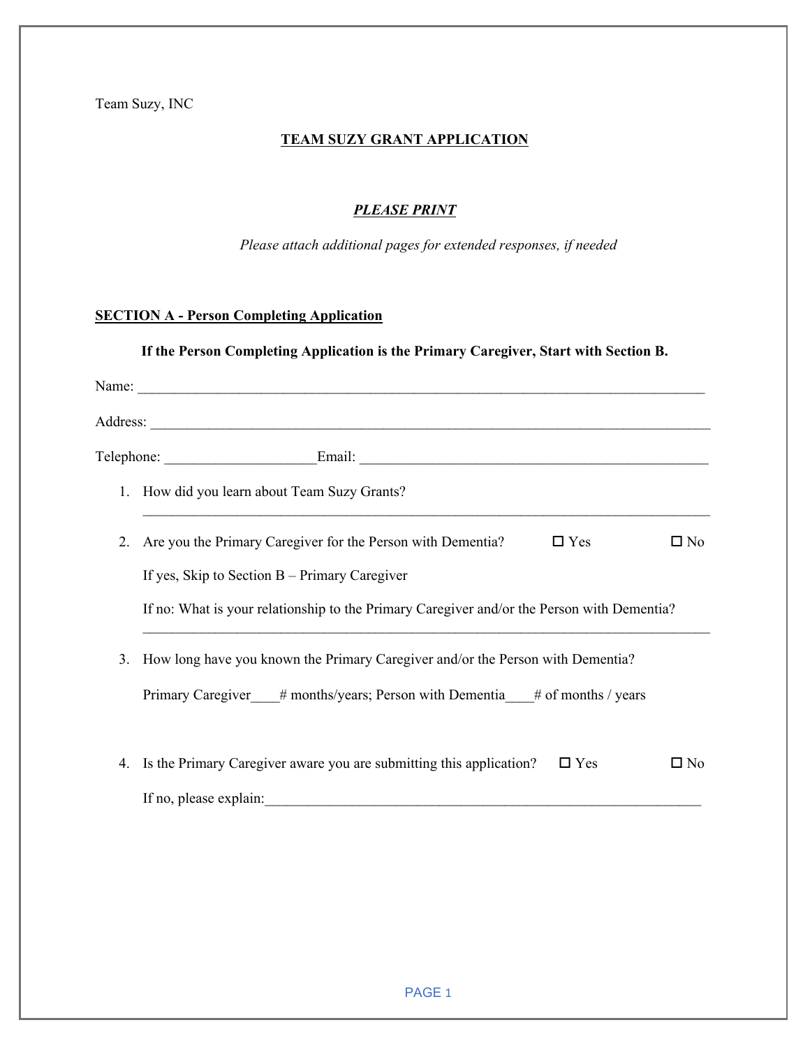Team Suzy, INC

# TEAM SUZY GRANT APPLICATION

***PLEASE PRINT***

*Please attach additional pages for extended responses, if needed*

## SECTION A - Person Completing Application

**If the Person Completing Application is the Primary Caregiver, Start with Section B.**

Name: ________________________________________________________________________________

Address: ______________________________________________________________________________

Telephone: ____________________Email: _______________________________________________

1. How did you learn about Team Suzy Grants?

   ______________________________________________________________________________

2. Are you the Primary Caregiver for the Person with Dementia? ☐ Yes ☐ No

   If yes, Skip to Section B – Primary Caregiver

   If no: What is your relationship to the Primary Caregiver and/or the Person with Dementia?

   ______________________________________________________________________________

3. How long have you known the Primary Caregiver and/or the Person with Dementia?

   Primary Caregiver____# months/years; Person with Dementia____# of months / years

4. Is the Primary Caregiver aware you are submitting this application? ☐ Yes ☐ No

   If no, please explain:_____________________________________________________________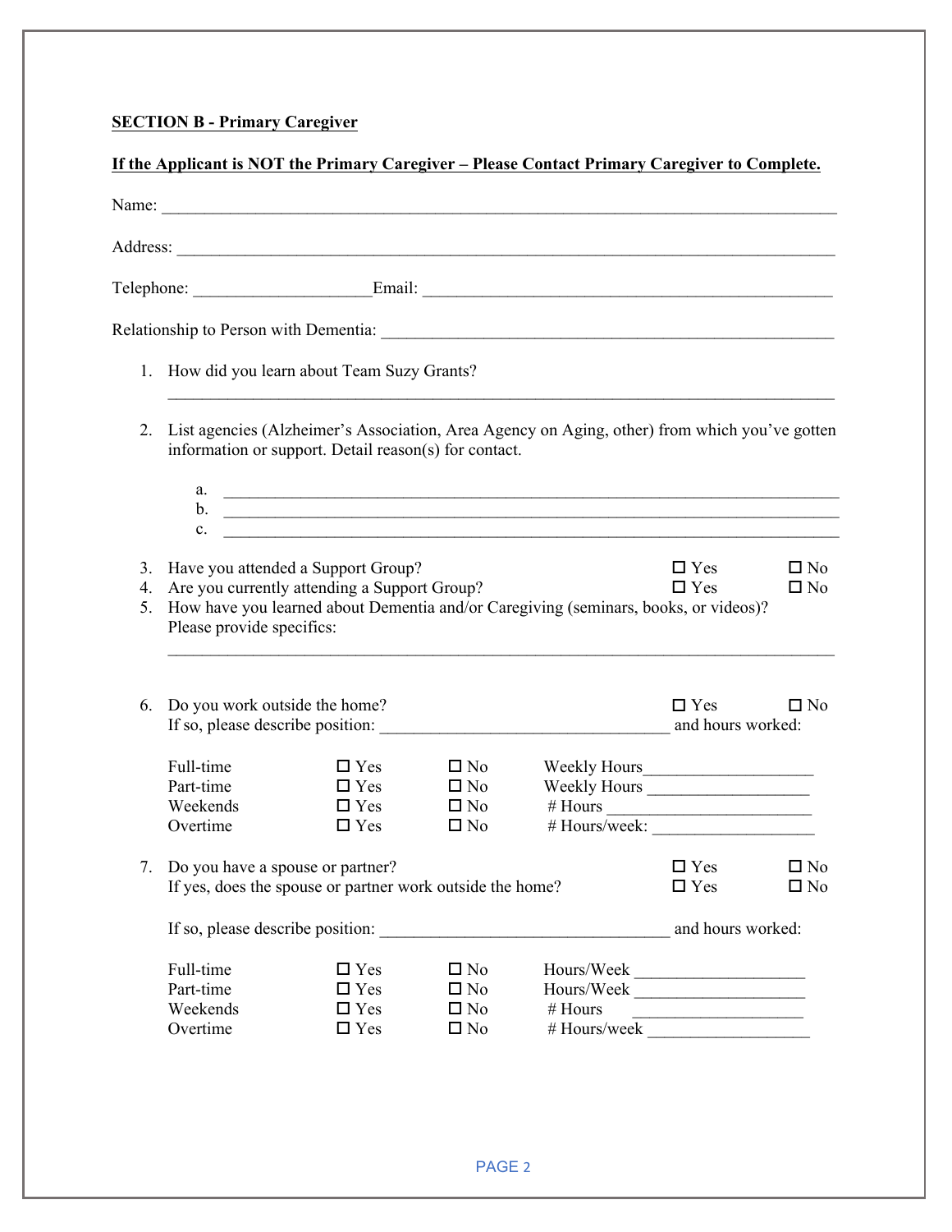**SECTION B - Primary Caregiver**

**If the Applicant is NOT the Primary Caregiver – Please Contact Primary Caregiver to Complete.**

Name: ______________________________________________________________________________

Address: ____________________________________________________________________________

Telephone: ____________________Email: _______________________________________________

Relationship to Person with Dementia: ___________________________________________________

1. How did you learn about Team Suzy Grants?
   ______________________________________________________________________________

2. List agencies (Alzheimer's Association, Area Agency on Aging, other) from which you've gotten information or support. Detail reason(s) for contact.
   a. ____________________________________________________________________________
   b. ____________________________________________________________________________
   c. ____________________________________________________________________________

3. Have you attended a Support Group? ☐ Yes ☐ No
4. Are you currently attending a Support Group? ☐ Yes ☐ No
5. How have you learned about Dementia and/or Caregiving (seminars, books, or videos)? Please provide specifics:
   ______________________________________________________________________________

6. Do you work outside the home? ☐ Yes ☐ No
   If so, please describe position: __________________________________ and hours worked:

| | | | |
|---|---|---|---|
| Full-time | ☐ Yes | ☐ No | Weekly Hours___________________ |
| Part-time | ☐ Yes | ☐ No | Weekly Hours ___________________ |
| Weekends | ☐ Yes | ☐ No | # Hours _______________________ |
| Overtime | ☐ Yes | ☐ No | # Hours/week: ___________________ |

7. Do you have a spouse or partner? ☐ Yes ☐ No
   If yes, does the spouse or partner work outside the home? ☐ Yes ☐ No

   If so, please describe position: __________________________________ and hours worked:

| | | | |
|---|---|---|---|
| Full-time | ☐ Yes | ☐ No | Hours/Week ___________________ |
| Part-time | ☐ Yes | ☐ No | Hours/Week ___________________ |
| Weekends | ☐ Yes | ☐ No | # Hours ___________________ |
| Overtime | ☐ Yes | ☐ No | # Hours/week ___________________ |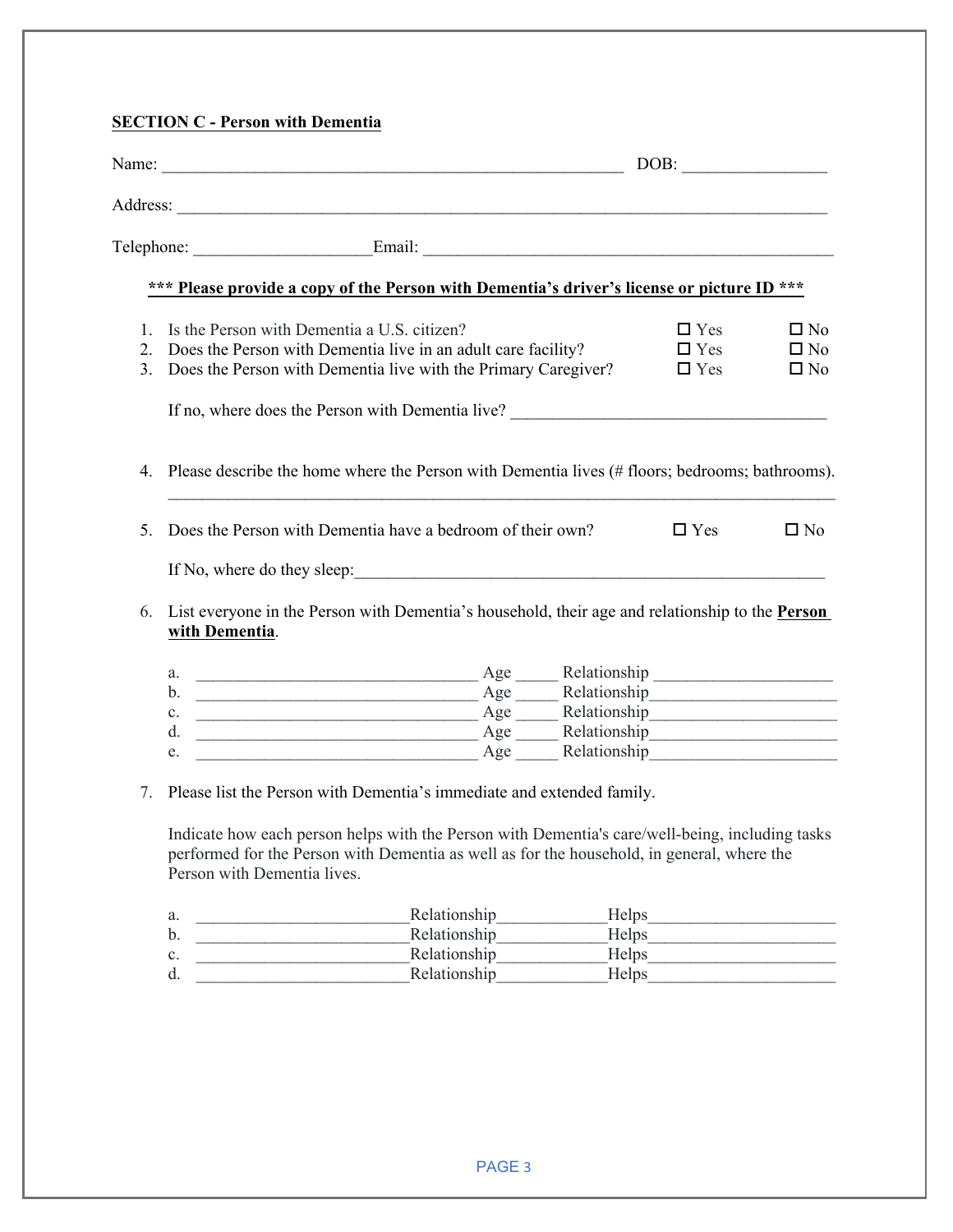**SECTION C - Person with Dementia**

Name: ________________________________________________________ DOB: _________________

Address: ______________________________________________________________________________

Telephone: ____________________Email: __________________________________________________

***** Please provide a copy of the Person with Dementia's driver's license or picture ID *****

1. Is the Person with Dementia a U.S. citizen? ☐ Yes ☐ No
2. Does the Person with Dementia live in an adult care facility? ☐ Yes ☐ No
3. Does the Person with Dementia live with the Primary Caregiver? ☐ Yes ☐ No

   If no, where does the Person with Dementia live? _____________________________________

4. Please describe the home where the Person with Dementia lives (# floors; bedrooms; bathrooms).
   ______________________________________________________________________________

5. Does the Person with Dementia have a bedroom of their own? ☐ Yes ☐ No

   If No, where do they sleep:_________________________________________________________

6. List everyone in the Person with Dementia's household, their age and relationship to the **Person with Dementia**.

   a. ________________________________ Age _____ Relationship _____________________
   b. ________________________________ Age _____ Relationship _____________________
   c. ________________________________ Age _____ Relationship _____________________
   d. ________________________________ Age _____ Relationship _____________________
   e. ________________________________ Age _____ Relationship _____________________

7. Please list the Person with Dementia's immediate and extended family.

   Indicate how each person helps with the Person with Dementia's care/well-being, including tasks performed for the Person with Dementia as well as for the household, in general, where the Person with Dementia lives.

   a. _________________________Relationship____________Helps______________________
   b. _________________________Relationship____________Helps______________________
   c. _________________________Relationship____________Helps______________________
   d. _________________________Relationship____________Helps______________________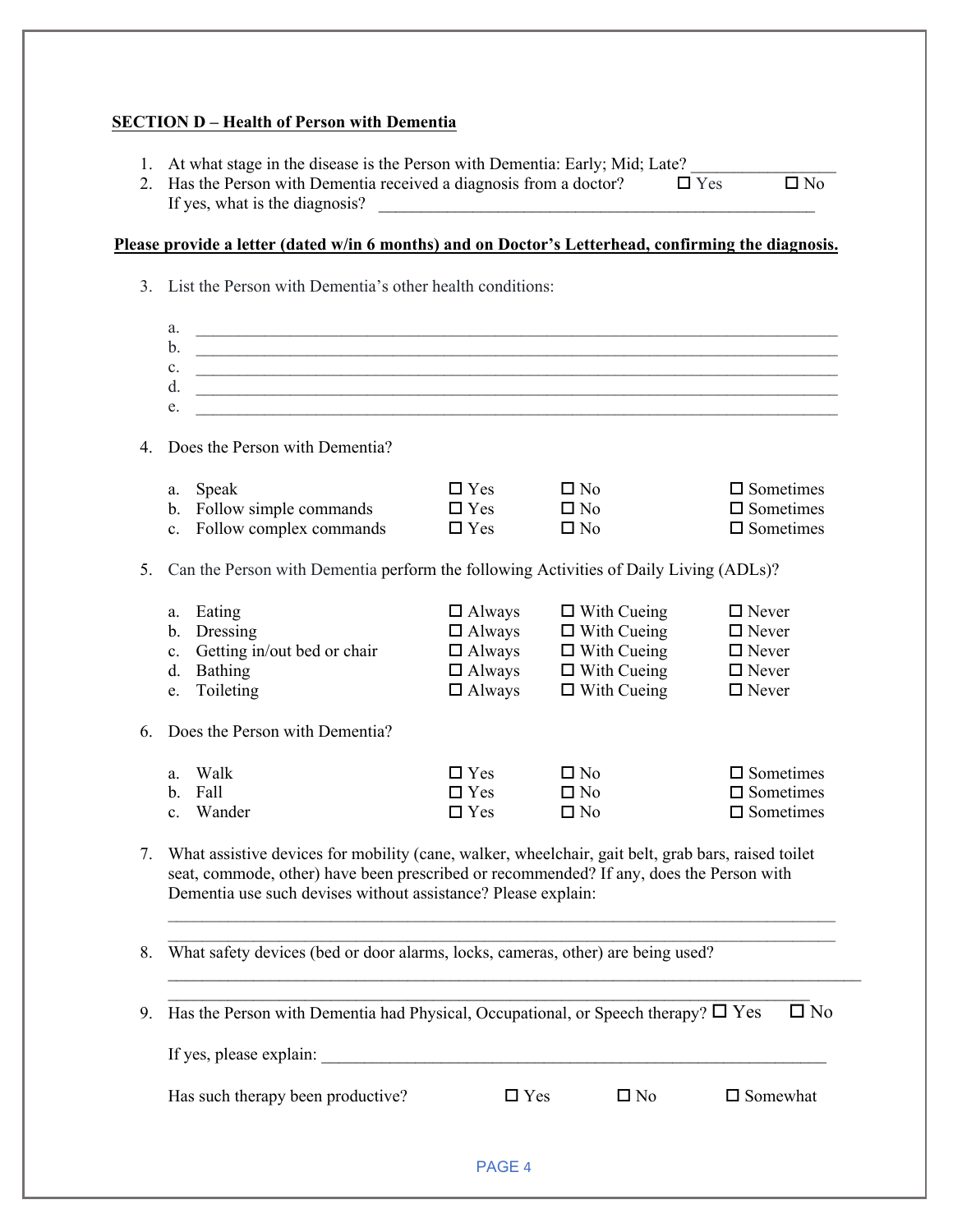**SECTION D – Health of Person with Dementia**

1. At what stage in the disease is the Person with Dementia: Early; Mid; Late? ________________
2. Has the Person with Dementia received a diagnosis from a doctor? ☐ Yes ☐ No
   If yes, what is the diagnosis? ____________________________________________________

**Please provide a letter (dated w/in 6 months) and on Doctor's Letterhead, confirming the diagnosis.**

3. List the Person with Dementia's other health conditions:

   a. ______________________________________________________________________
   b. ______________________________________________________________________
   c. ______________________________________________________________________
   d. ______________________________________________________________________
   e. ______________________________________________________________________

4. Does the Person with Dementia?

| | | | |
|---|---|---|---|
| a. Speak | ☐ Yes | ☐ No | ☐ Sometimes |
| b. Follow simple commands | ☐ Yes | ☐ No | ☐ Sometimes |
| c. Follow complex commands | ☐ Yes | ☐ No | ☐ Sometimes |

5. Can the Person with Dementia perform the following Activities of Daily Living (ADLs)?

| | | | |
|---|---|---|---|
| a. Eating | ☐ Always | ☐ With Cueing | ☐ Never |
| b. Dressing | ☐ Always | ☐ With Cueing | ☐ Never |
| c. Getting in/out bed or chair | ☐ Always | ☐ With Cueing | ☐ Never |
| d. Bathing | ☐ Always | ☐ With Cueing | ☐ Never |
| e. Toileting | ☐ Always | ☐ With Cueing | ☐ Never |

6. Does the Person with Dementia?

| | | | |
|---|---|---|---|
| a. Walk | ☐ Yes | ☐ No | ☐ Sometimes |
| b. Fall | ☐ Yes | ☐ No | ☐ Sometimes |
| c. Wander | ☐ Yes | ☐ No | ☐ Sometimes |

7. What assistive devices for mobility (cane, walker, wheelchair, gait belt, grab bars, raised toilet seat, commode, other) have been prescribed or recommended? If any, does the Person with Dementia use such devises without assistance? Please explain:
   ______________________________________________________________________
   ______________________________________________________________________
8. What safety devices (bed or door alarms, locks, cameras, other) are being used?
   ______________________________________________________________________
   ______________________________________________________________________
9. Has the Person with Dementia had Physical, Occupational, or Speech therapy? ☐ Yes ☐ No

   If yes, please explain: ____________________________________________________

   Has such therapy been productive? ☐ Yes ☐ No ☐ Somewhat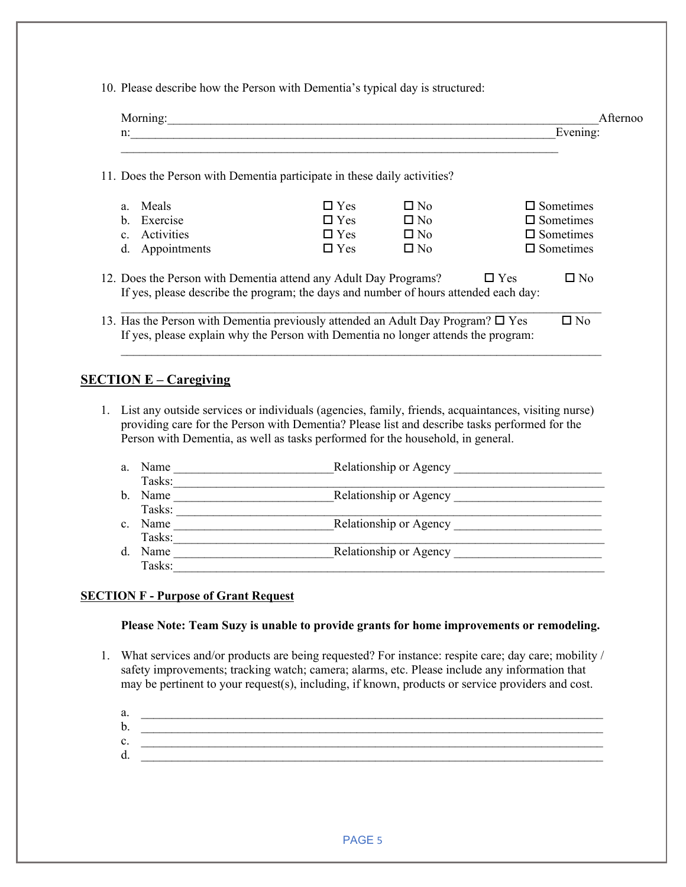10. Please describe how the Person with Dementia's typical day is structured:

    Morning:________________________________________________________________________

    Afternoon:_______________________________________________________________________

    Evening:_________________________________________________________________________

11. Does the Person with Dementia participate in these daily activities?

    a. Meals ☐ Yes ☐ No ☐ Sometimes
    b. Exercise ☐ Yes ☐ No ☐ Sometimes
    c. Activities ☐ Yes ☐ No ☐ Sometimes
    d. Appointments ☐ Yes ☐ No ☐ Sometimes

12. Does the Person with Dementia attend any Adult Day Programs? ☐ Yes ☐ No
    If yes, please describe the program; the days and number of hours attended each day:
    ___________________________________________________________________________

13. Has the Person with Dementia previously attended an Adult Day Program? ☐ Yes ☐ No
    If yes, please explain why the Person with Dementia no longer attends the program:
    ___________________________________________________________________________

## SECTION E – Caregiving

1. List any outside services or individuals (agencies, family, friends, acquaintances, visiting nurse) providing care for the Person with Dementia? Please list and describe tasks performed for the Person with Dementia, as well as tasks performed for the household, in general.

    a. Name _________________________Relationship or Agency _______________________
       Tasks:_________________________________________________________________
    b. Name _________________________Relationship or Agency _______________________
       Tasks: _________________________________________________________________
    c. Name _________________________Relationship or Agency _______________________
       Tasks:_________________________________________________________________
    d. Name _________________________Relationship or Agency _______________________
       Tasks:_________________________________________________________________

## SECTION F - Purpose of Grant Request

**Please Note: Team Suzy is unable to provide grants for home improvements or remodeling.**

1. What services and/or products are being requested? For instance: respite care; day care; mobility / safety improvements; tracking watch; camera; alarms, etc. Please include any information that may be pertinent to your request(s), including, if known, products or service providers and cost.

    a. ___________________________________________________________________________
    b. ___________________________________________________________________________
    c. ___________________________________________________________________________
    d. ___________________________________________________________________________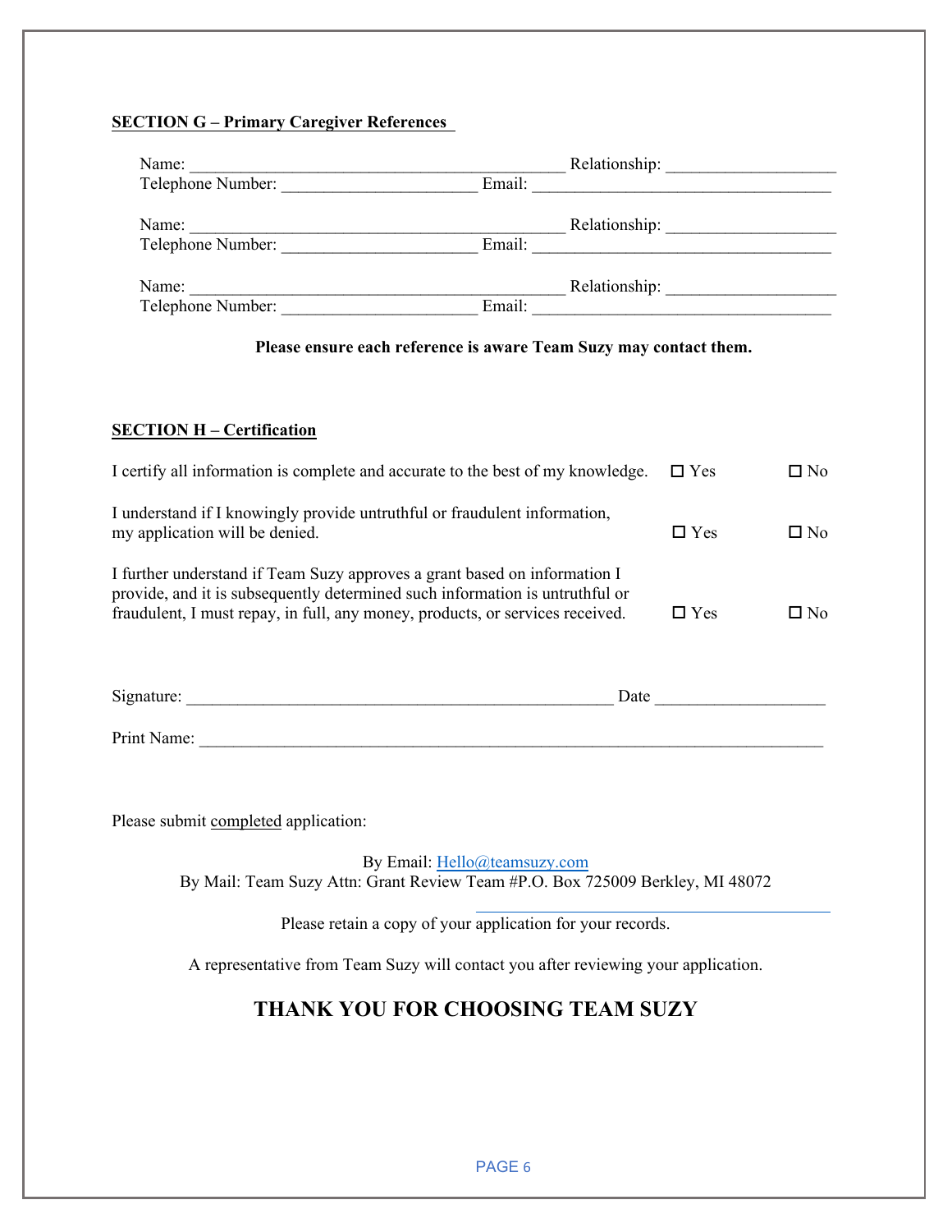**SECTION G – Primary Caregiver References**

Name: ____________________________________________ Relationship: ____________________
Telephone Number: ______________________ Email: ___________________________________

Name: ____________________________________________ Relationship: ____________________
Telephone Number: ______________________ Email: ___________________________________

Name: ____________________________________________ Relationship: ____________________
Telephone Number: ______________________ Email: ___________________________________

**Please ensure each reference is aware Team Suzy may contact them.**

**SECTION H – Certification**

I certify all information is complete and accurate to the best of my knowledge. ☐ Yes ☐ No

I understand if I knowingly provide untruthful or fraudulent information, my application will be denied. ☐ Yes ☐ No

I further understand if Team Suzy approves a grant based on information I provide, and it is subsequently determined such information is untruthful or fraudulent, I must repay, in full, any money, products, or services received. ☐ Yes ☐ No

Signature: __________________________________________________ Date ___________________

Print Name: __________________________________________________________________________

Please submit completed application:

By Email: Hello@teamsuzy.com
By Mail: Team Suzy Attn: Grant Review Team #P.O. Box 725009 Berkley, MI 48072

Please retain a copy of your application for your records.

A representative from Team Suzy will contact you after reviewing your application.

## THANK YOU FOR CHOOSING TEAM SUZY